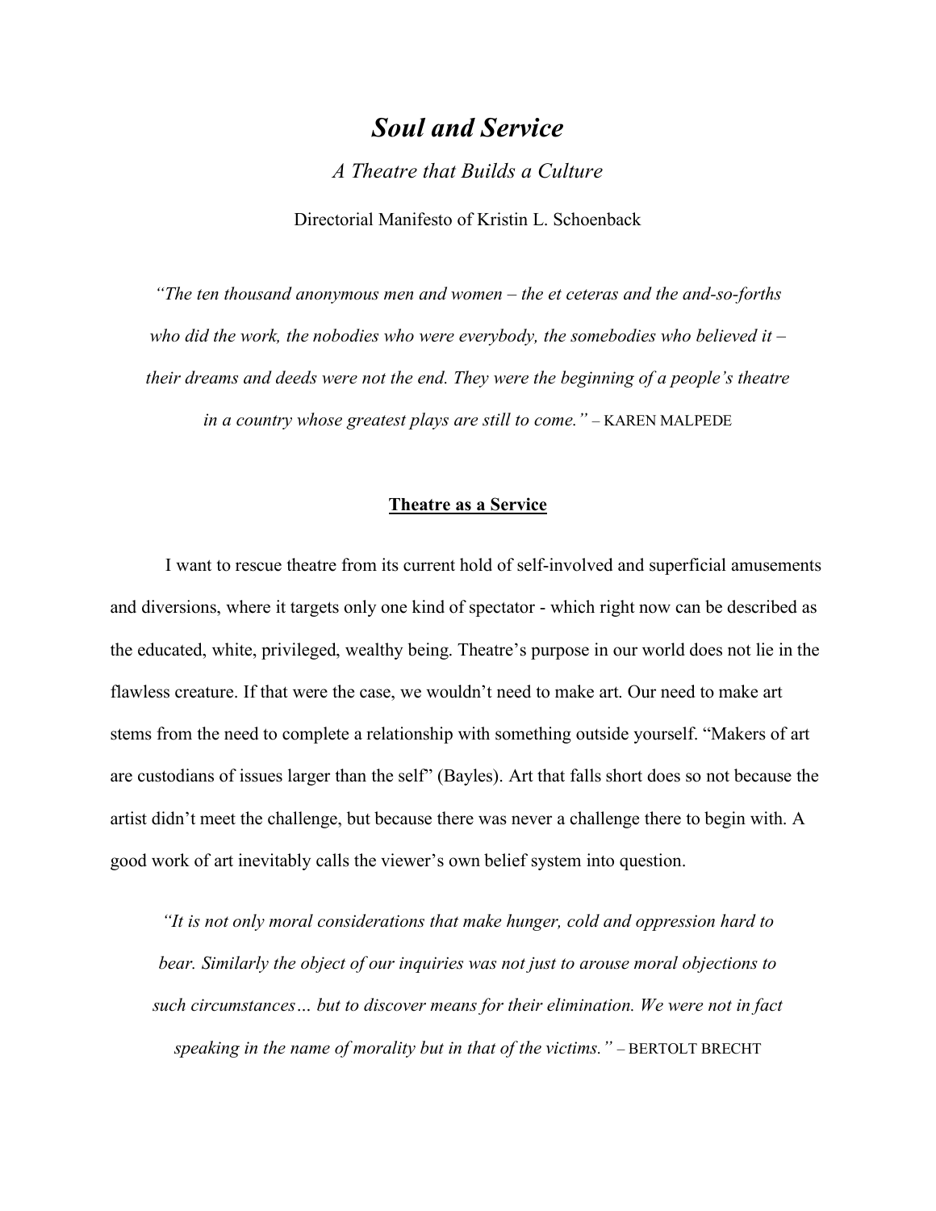# *Soul and Service*

*A Theatre that Builds a Culture*

Directorial Manifesto of Kristin L. Schoenback

> *"The ten thousand anonymous men and women – the et ceteras and the and-so-forths who did the work, the nobodies who were everybody, the somebodies who believed it – their dreams and deeds were not the end. They were the beginning of a people's theatre in a country whose greatest plays are still to come."* – KAREN MALPEDE

## **Theatre as a Service**

I want to rescue theatre from its current hold of self-involved and superficial amusements and diversions, where it targets only one kind of spectator - which right now can be described as the educated, white, privileged, wealthy being. Theatre's purpose in our world does not lie in the flawless creature. If that were the case, we wouldn't need to make art. Our need to make art stems from the need to complete a relationship with something outside yourself. "Makers of art are custodians of issues larger than the self" (Bayles). Art that falls short does so not because the artist didn't meet the challenge, but because there was never a challenge there to begin with. A good work of art inevitably calls the viewer's own belief system into question.

> *"It is not only moral considerations that make hunger, cold and oppression hard to bear. Similarly the object of our inquiries was not just to arouse moral objections to such circumstances… but to discover means for their elimination. We were not in fact speaking in the name of morality but in that of the victims."* – BERTOLT BRECHT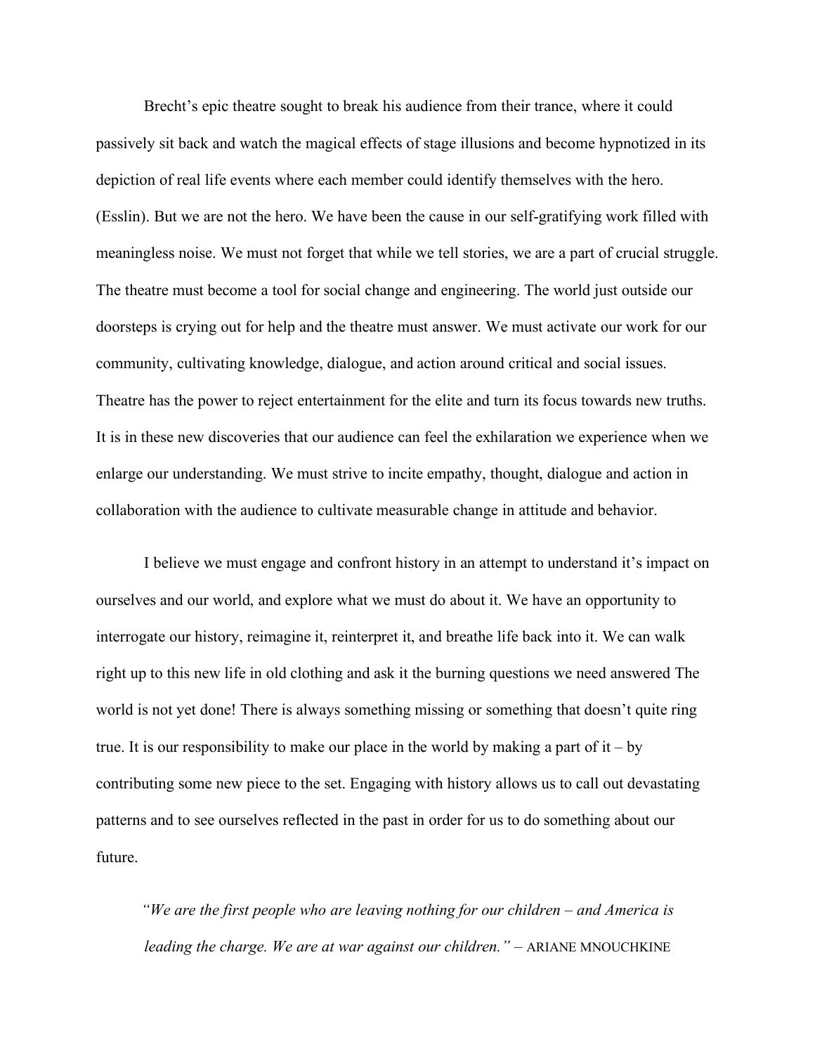Brecht's epic theatre sought to break his audience from their trance, where it could passively sit back and watch the magical effects of stage illusions and become hypnotized in its depiction of real life events where each member could identify themselves with the hero. (Esslin). But we are not the hero. We have been the cause in our self-gratifying work filled with meaningless noise. We must not forget that while we tell stories, we are a part of crucial struggle. The theatre must become a tool for social change and engineering. The world just outside our doorsteps is crying out for help and the theatre must answer. We must activate our work for our community, cultivating knowledge, dialogue, and action around critical and social issues. Theatre has the power to reject entertainment for the elite and turn its focus towards new truths. It is in these new discoveries that our audience can feel the exhilaration we experience when we enlarge our understanding. We must strive to incite empathy, thought, dialogue and action in collaboration with the audience to cultivate measurable change in attitude and behavior.

I believe we must engage and confront history in an attempt to understand it's impact on ourselves and our world, and explore what we must do about it. We have an opportunity to interrogate our history, reimagine it, reinterpret it, and breathe life back into it. We can walk right up to this new life in old clothing and ask it the burning questions we need answered The world is not yet done! There is always something missing or something that doesn't quite ring true. It is our responsibility to make our place in the world by making a part of it – by contributing some new piece to the set. Engaging with history allows us to call out devastating patterns and to see ourselves reflected in the past in order for us to do something about our future.

> *"We are the first people who are leaving nothing for our children – and America is leading the charge. We are at war against our children."* – ARIANE MNOUCHKINE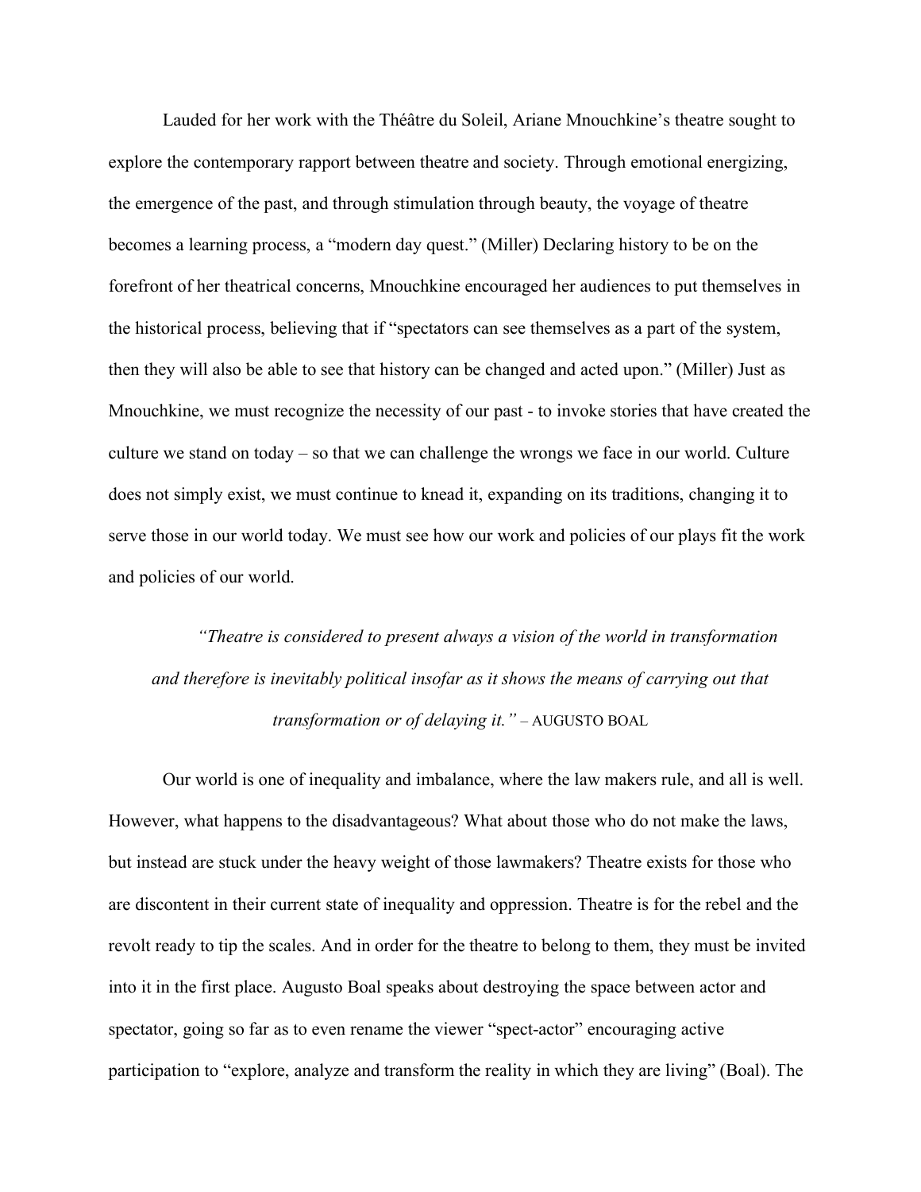Lauded for her work with the Théâtre du Soleil, Ariane Mnouchkine's theatre sought to explore the contemporary rapport between theatre and society. Through emotional energizing, the emergence of the past, and through stimulation through beauty, the voyage of theatre becomes a learning process, a "modern day quest." (Miller) Declaring history to be on the forefront of her theatrical concerns, Mnouchkine encouraged her audiences to put themselves in the historical process, believing that if "spectators can see themselves as a part of the system, then they will also be able to see that history can be changed and acted upon." (Miller) Just as Mnouchkine, we must recognize the necessity of our past - to invoke stories that have created the culture we stand on today – so that we can challenge the wrongs we face in our world. Culture does not simply exist, we must continue to knead it, expanding on its traditions, changing it to serve those in our world today. We must see how our work and policies of our plays fit the work and policies of our world.

> *"Theatre is considered to present always a vision of the world in transformation and therefore is inevitably political insofar as it shows the means of carrying out that transformation or of delaying it."* – AUGUSTO BOAL

Our world is one of inequality and imbalance, where the law makers rule, and all is well. However, what happens to the disadvantageous? What about those who do not make the laws, but instead are stuck under the heavy weight of those lawmakers? Theatre exists for those who are discontent in their current state of inequality and oppression. Theatre is for the rebel and the revolt ready to tip the scales. And in order for the theatre to belong to them, they must be invited into it in the first place. Augusto Boal speaks about destroying the space between actor and spectator, going so far as to even rename the viewer "spect-actor" encouraging active participation to "explore, analyze and transform the reality in which they are living" (Boal). The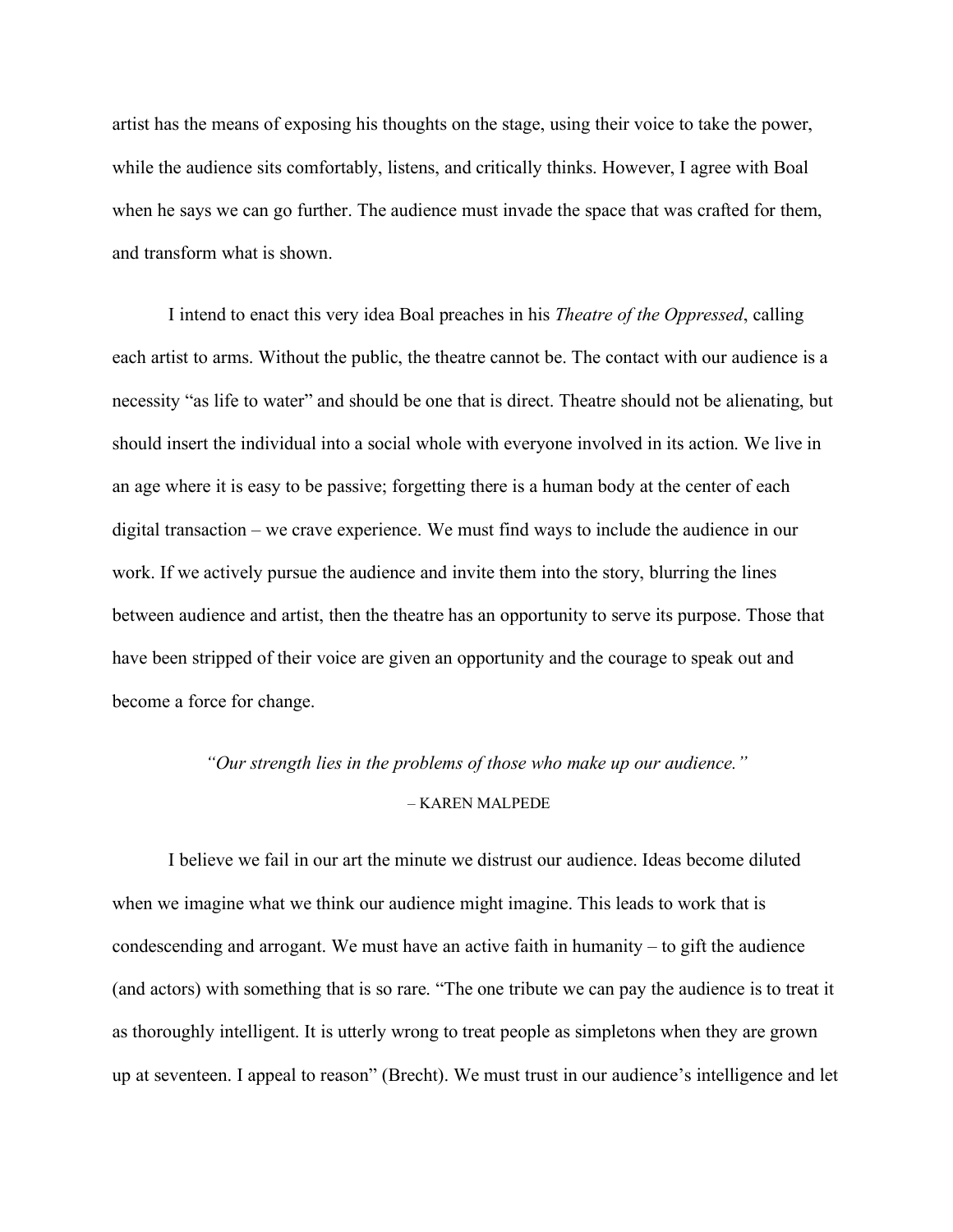artist has the means of exposing his thoughts on the stage, using their voice to take the power, while the audience sits comfortably, listens, and critically thinks. However, I agree with Boal when he says we can go further. The audience must invade the space that was crafted for them, and transform what is shown.

I intend to enact this very idea Boal preaches in his *Theatre of the Oppressed*, calling each artist to arms. Without the public, the theatre cannot be. The contact with our audience is a necessity "as life to water" and should be one that is direct. Theatre should not be alienating, but should insert the individual into a social whole with everyone involved in its action. We live in an age where it is easy to be passive; forgetting there is a human body at the center of each digital transaction – we crave experience. We must find ways to include the audience in our work. If we actively pursue the audience and invite them into the story, blurring the lines between audience and artist, then the theatre has an opportunity to serve its purpose. Those that have been stripped of their voice are given an opportunity and the courage to speak out and become a force for change.

*"Our strength lies in the problems of those who make up our audience."*

– KAREN MALPEDE

I believe we fail in our art the minute we distrust our audience. Ideas become diluted when we imagine what we think our audience might imagine. This leads to work that is condescending and arrogant. We must have an active faith in humanity – to gift the audience (and actors) with something that is so rare. "The one tribute we can pay the audience is to treat it as thoroughly intelligent. It is utterly wrong to treat people as simpletons when they are grown up at seventeen. I appeal to reason" (Brecht). We must trust in our audience's intelligence and let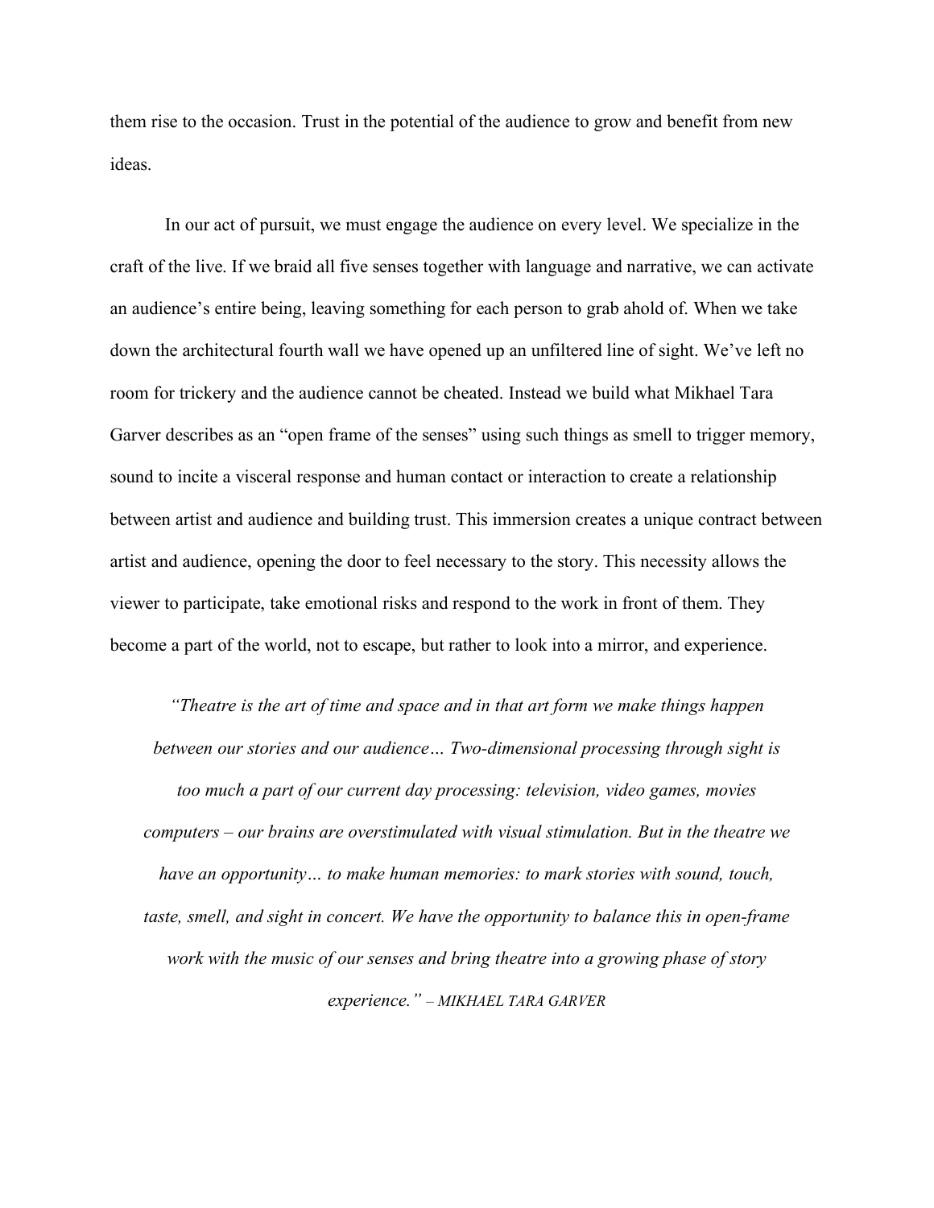them rise to the occasion. Trust in the potential of the audience to grow and benefit from new ideas.

In our act of pursuit, we must engage the audience on every level. We specialize in the craft of the live. If we braid all five senses together with language and narrative, we can activate an audience's entire being, leaving something for each person to grab ahold of. When we take down the architectural fourth wall we have opened up an unfiltered line of sight. We've left no room for trickery and the audience cannot be cheated. Instead we build what Mikhael Tara Garver describes as an "open frame of the senses" using such things as smell to trigger memory, sound to incite a visceral response and human contact or interaction to create a relationship between artist and audience and building trust. This immersion creates a unique contract between artist and audience, opening the door to feel necessary to the story. This necessity allows the viewer to participate, take emotional risks and respond to the work in front of them. They become a part of the world, not to escape, but rather to look into a mirror, and experience.

> *"Theatre is the art of time and space and in that art form we make things happen between our stories and our audience… Two-dimensional processing through sight is too much a part of our current day processing: television, video games, movies computers – our brains are overstimulated with visual stimulation. But in the theatre we have an opportunity… to make human memories: to mark stories with sound, touch, taste, smell, and sight in concert. We have the opportunity to balance this in open-frame work with the music of our senses and bring theatre into a growing phase of story experience."* – MIKHAEL TARA GARVER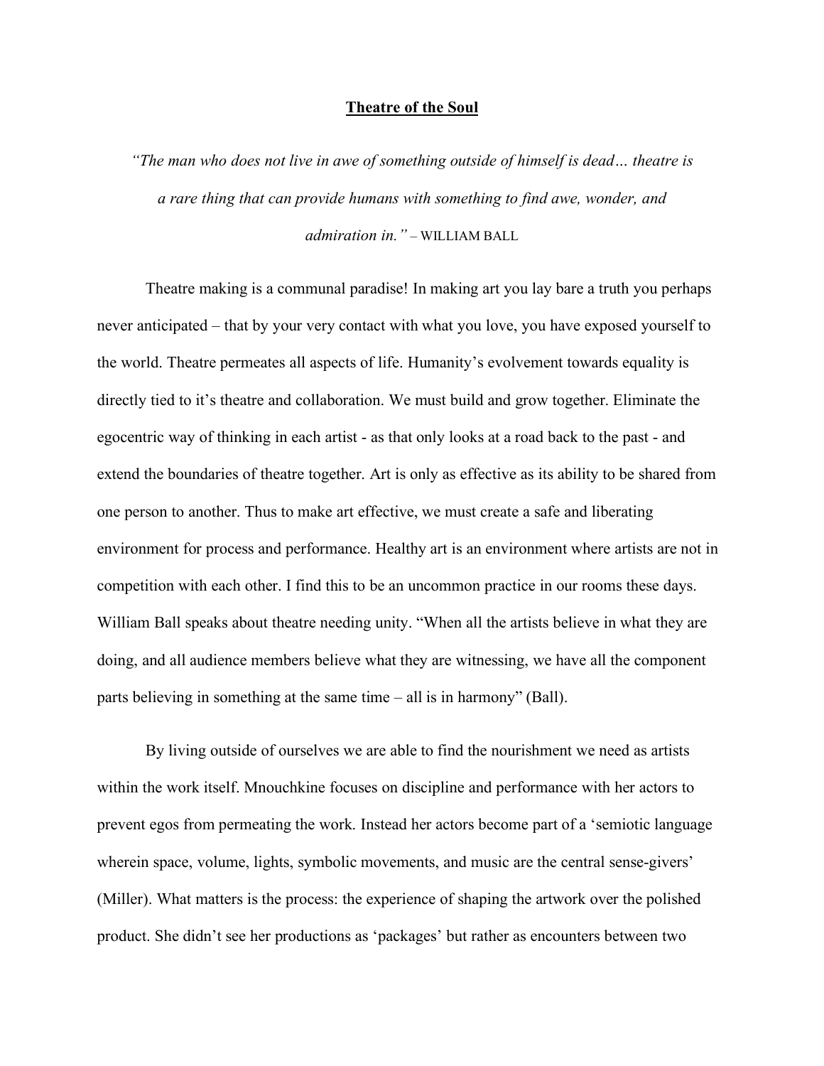**Theatre of the Soul**

*"The man who does not live in awe of something outside of himself is dead… theatre is a rare thing that can provide humans with something to find awe, wonder, and admiration in."* – WILLIAM BALL

Theatre making is a communal paradise! In making art you lay bare a truth you perhaps never anticipated – that by your very contact with what you love, you have exposed yourself to the world. Theatre permeates all aspects of life. Humanity's evolvement towards equality is directly tied to it's theatre and collaboration. We must build and grow together. Eliminate the egocentric way of thinking in each artist - as that only looks at a road back to the past - and extend the boundaries of theatre together. Art is only as effective as its ability to be shared from one person to another. Thus to make art effective, we must create a safe and liberating environment for process and performance. Healthy art is an environment where artists are not in competition with each other. I find this to be an uncommon practice in our rooms these days. William Ball speaks about theatre needing unity. "When all the artists believe in what they are doing, and all audience members believe what they are witnessing, we have all the component parts believing in something at the same time – all is in harmony" (Ball).

By living outside of ourselves we are able to find the nourishment we need as artists within the work itself. Mnouchkine focuses on discipline and performance with her actors to prevent egos from permeating the work. Instead her actors become part of a 'semiotic language wherein space, volume, lights, symbolic movements, and music are the central sense-givers' (Miller). What matters is the process: the experience of shaping the artwork over the polished product. She didn't see her productions as 'packages' but rather as encounters between two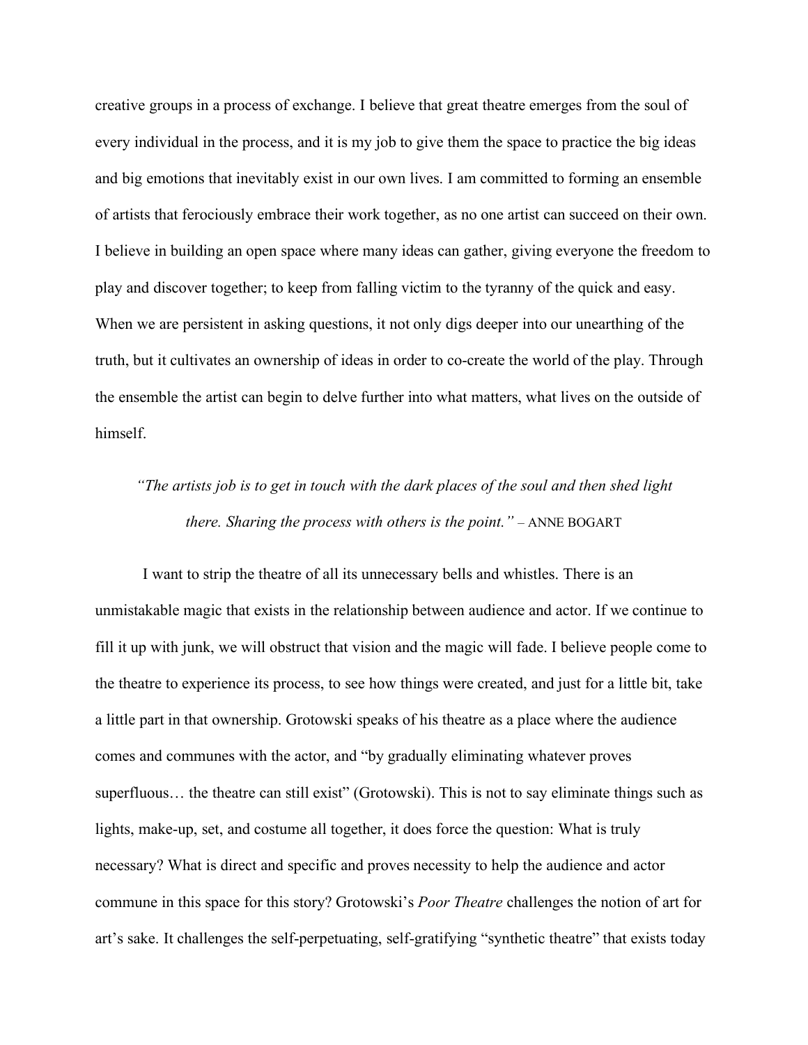creative groups in a process of exchange. I believe that great theatre emerges from the soul of every individual in the process, and it is my job to give them the space to practice the big ideas and big emotions that inevitably exist in our own lives. I am committed to forming an ensemble of artists that ferociously embrace their work together, as no one artist can succeed on their own. I believe in building an open space where many ideas can gather, giving everyone the freedom to play and discover together; to keep from falling victim to the tyranny of the quick and easy. When we are persistent in asking questions, it not only digs deeper into our unearthing of the truth, but it cultivates an ownership of ideas in order to co-create the world of the play. Through the ensemble the artist can begin to delve further into what matters, what lives on the outside of himself.

> *"The artists job is to get in touch with the dark places of the soul and then shed light there. Sharing the process with others is the point."* – ANNE BOGART

I want to strip the theatre of all its unnecessary bells and whistles. There is an unmistakable magic that exists in the relationship between audience and actor. If we continue to fill it up with junk, we will obstruct that vision and the magic will fade. I believe people come to the theatre to experience its process, to see how things were created, and just for a little bit, take a little part in that ownership. Grotowski speaks of his theatre as a place where the audience comes and communes with the actor, and "by gradually eliminating whatever proves superfluous… the theatre can still exist" (Grotowski). This is not to say eliminate things such as lights, make-up, set, and costume all together, it does force the question: What is truly necessary? What is direct and specific and proves necessity to help the audience and actor commune in this space for this story? Grotowski's *Poor Theatre* challenges the notion of art for art's sake. It challenges the self-perpetuating, self-gratifying "synthetic theatre" that exists today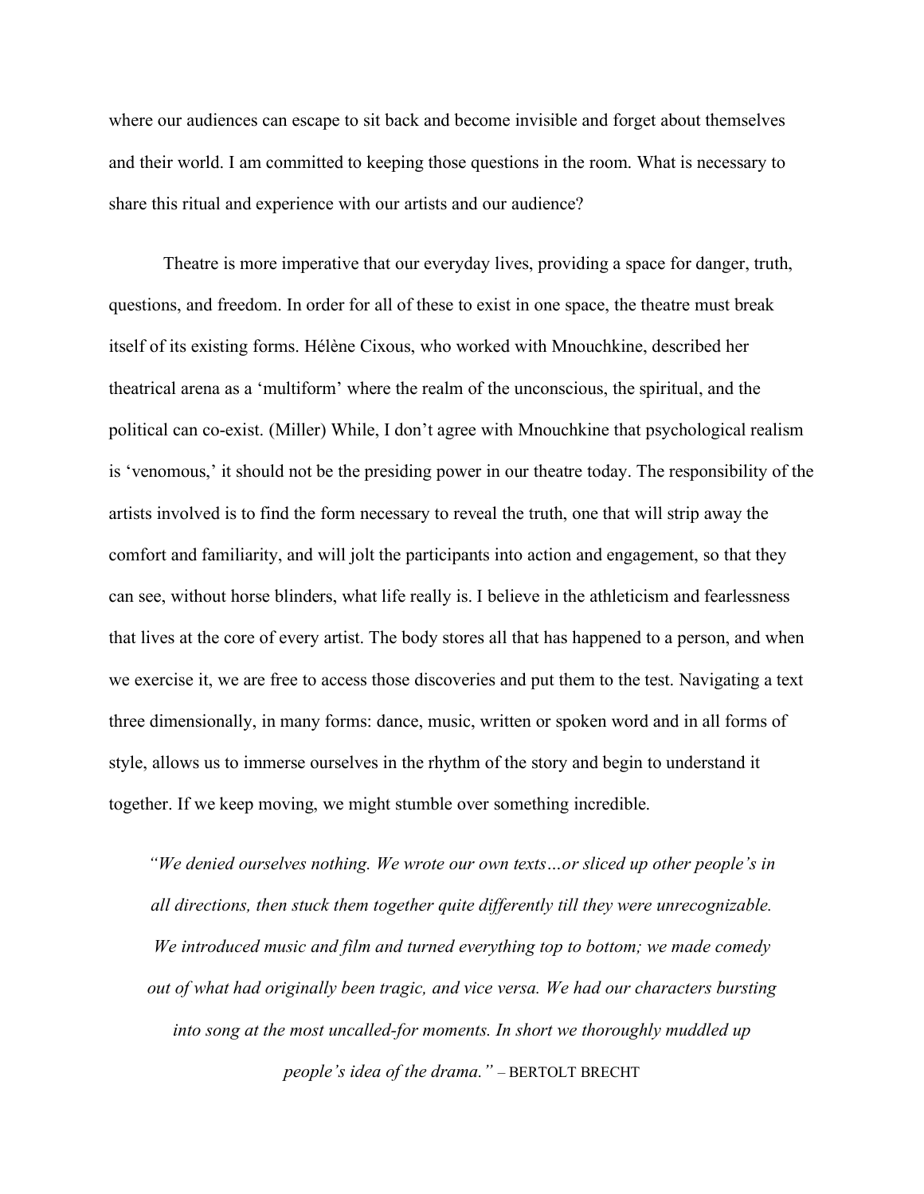where our audiences can escape to sit back and become invisible and forget about themselves and their world. I am committed to keeping those questions in the room. What is necessary to share this ritual and experience with our artists and our audience?

Theatre is more imperative that our everyday lives, providing a space for danger, truth, questions, and freedom. In order for all of these to exist in one space, the theatre must break itself of its existing forms. Hélène Cixous, who worked with Mnouchkine, described her theatrical arena as a 'multiform' where the realm of the unconscious, the spiritual, and the political can co-exist. (Miller) While, I don't agree with Mnouchkine that psychological realism is 'venomous,' it should not be the presiding power in our theatre today. The responsibility of the artists involved is to find the form necessary to reveal the truth, one that will strip away the comfort and familiarity, and will jolt the participants into action and engagement, so that they can see, without horse blinders, what life really is. I believe in the athleticism and fearlessness that lives at the core of every artist. The body stores all that has happened to a person, and when we exercise it, we are free to access those discoveries and put them to the test. Navigating a text three dimensionally, in many forms: dance, music, written or spoken word and in all forms of style, allows us to immerse ourselves in the rhythm of the story and begin to understand it together. If we keep moving, we might stumble over something incredible.

> *"We denied ourselves nothing. We wrote our own texts…or sliced up other people's in all directions, then stuck them together quite differently till they were unrecognizable. We introduced music and film and turned everything top to bottom; we made comedy out of what had originally been tragic, and vice versa. We had our characters bursting into song at the most uncalled-for moments. In short we thoroughly muddled up people's idea of the drama."* – BERTOLT BRECHT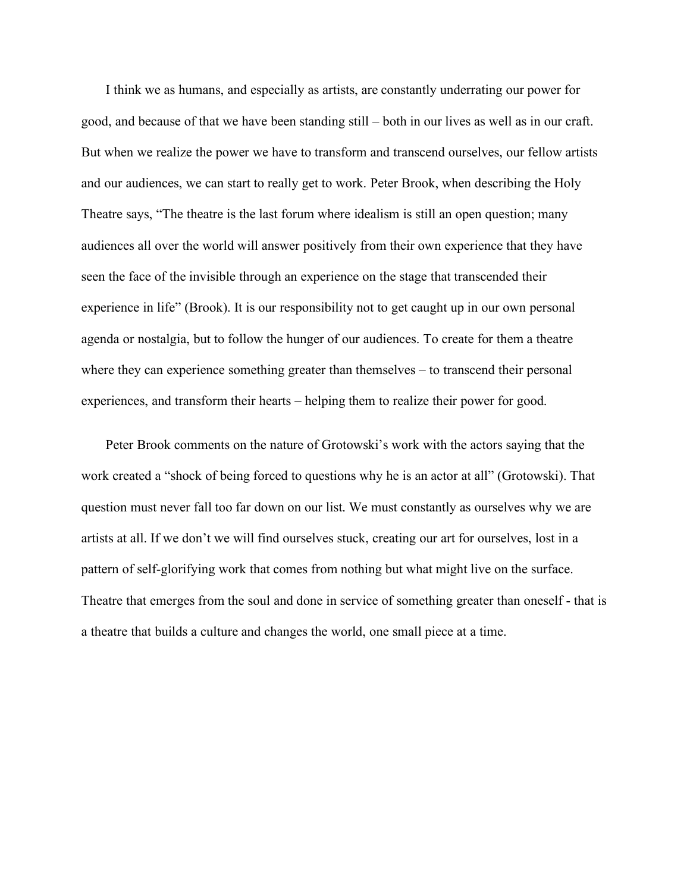I think we as humans, and especially as artists, are constantly underrating our power for good, and because of that we have been standing still – both in our lives as well as in our craft. But when we realize the power we have to transform and transcend ourselves, our fellow artists and our audiences, we can start to really get to work. Peter Brook, when describing the Holy Theatre says, "The theatre is the last forum where idealism is still an open question; many audiences all over the world will answer positively from their own experience that they have seen the face of the invisible through an experience on the stage that transcended their experience in life" (Brook). It is our responsibility not to get caught up in our own personal agenda or nostalgia, but to follow the hunger of our audiences. To create for them a theatre where they can experience something greater than themselves – to transcend their personal experiences, and transform their hearts – helping them to realize their power for good.

Peter Brook comments on the nature of Grotowski's work with the actors saying that the work created a "shock of being forced to questions why he is an actor at all" (Grotowski). That question must never fall too far down on our list. We must constantly as ourselves why we are artists at all. If we don't we will find ourselves stuck, creating our art for ourselves, lost in a pattern of self-glorifying work that comes from nothing but what might live on the surface. Theatre that emerges from the soul and done in service of something greater than oneself - that is a theatre that builds a culture and changes the world, one small piece at a time.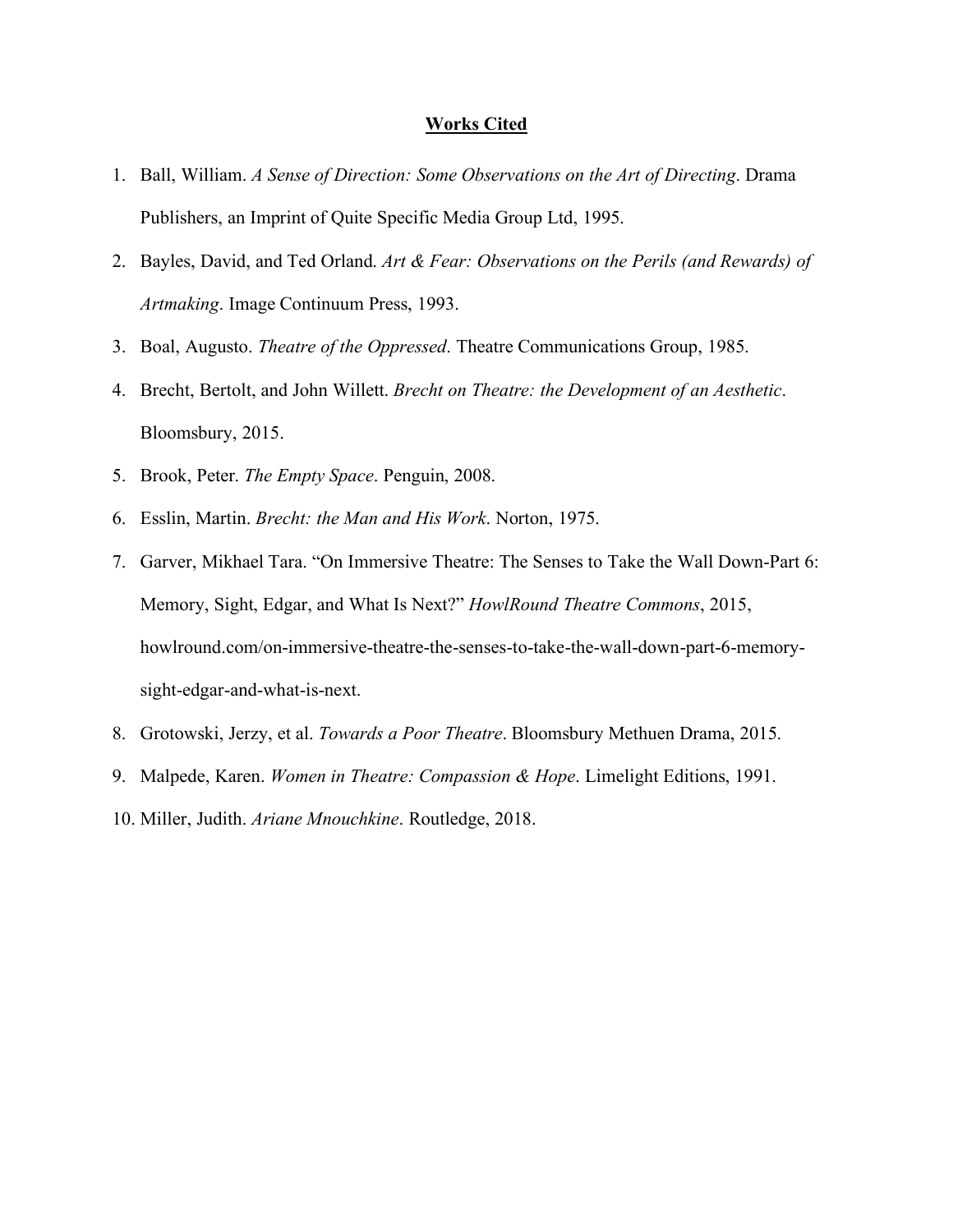# **Works Cited**

1. Ball, William. *A Sense of Direction: Some Observations on the Art of Directing*. Drama Publishers, an Imprint of Quite Specific Media Group Ltd, 1995.
2. Bayles, David, and Ted Orland. *Art & Fear: Observations on the Perils (and Rewards) of Artmaking*. Image Continuum Press, 1993.
3. Boal, Augusto. *Theatre of the Oppressed*. Theatre Communications Group, 1985.
4. Brecht, Bertolt, and John Willett. *Brecht on Theatre: the Development of an Aesthetic*. Bloomsbury, 2015.
5. Brook, Peter. *The Empty Space*. Penguin, 2008.
6. Esslin, Martin. *Brecht: the Man and His Work*. Norton, 1975.
7. Garver, Mikhael Tara. "On Immersive Theatre: The Senses to Take the Wall Down-Part 6: Memory, Sight, Edgar, and What Is Next?" *HowlRound Theatre Commons*, 2015, howlround.com/on-immersive-theatre-the-senses-to-take-the-wall-down-part-6-memory-sight-edgar-and-what-is-next.
8. Grotowski, Jerzy, et al. *Towards a Poor Theatre*. Bloomsbury Methuen Drama, 2015.
9. Malpede, Karen. *Women in Theatre: Compassion & Hope*. Limelight Editions, 1991.
10. Miller, Judith. *Ariane Mnouchkine*. Routledge, 2018.